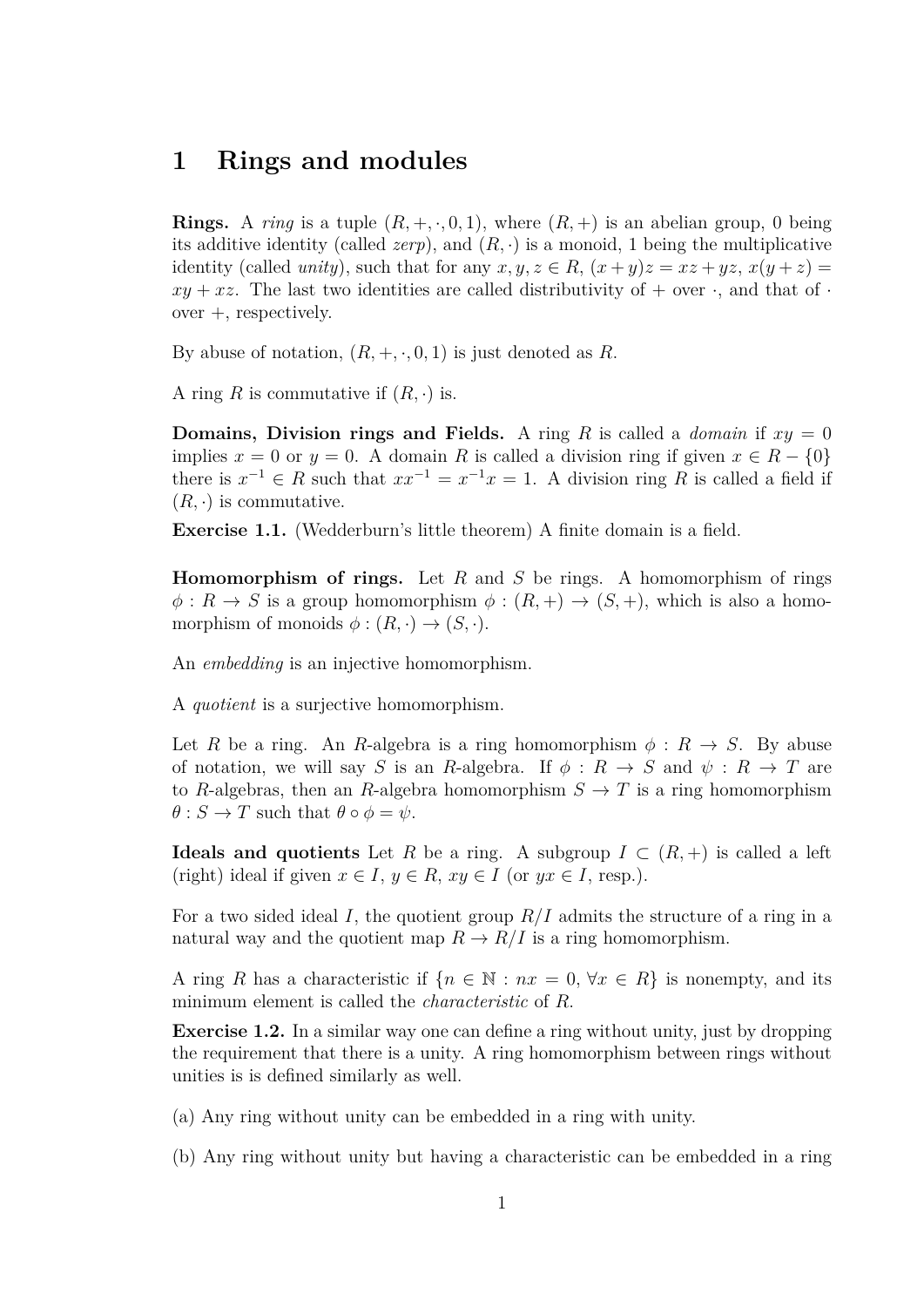# 1 Rings and modules

**Rings.** A *ring* is a tuple $(R, +, \cdot, 0, 1)$, where $(R, +)$ is an abelian group, 0 being its additive identity (called *zerp*), and $(R, \cdot)$ is a monoid, 1 being the multiplicative identity (called *unity*), such that for any $x, y, z \in R$, $(x + y)z = xz + yz$, $x(y + z) = xy + xz$. The last two identities are called distributivity of $+$ over $\cdot$, and that of $\cdot$ over $+$, respectively.

By abuse of notation, $(R, +, \cdot, 0, 1)$ is just denoted as $R$.

A ring $R$ is commutative if $(R, \cdot)$ is.

**Domains, Division rings and Fields.** A ring $R$ is called a *domain* if $xy = 0$ implies $x = 0$ or $y = 0$. A domain $R$ is called a division ring if given $x \in R - \{0\}$ there is $x^{-1} \in R$ such that $xx^{-1} = x^{-1}x = 1$. A division ring $R$ is called a field if $(R, \cdot)$ is commutative.

**Exercise 1.1.** (Wedderburn's little theorem) A finite domain is a field.

**Homomorphism of rings.** Let $R$ and $S$ be rings. A homomorphism of rings $\phi : R \to S$ is a group homomorphism $\phi : (R, +) \to (S, +)$, which is also a homomorphism of monoids $\phi : (R, \cdot) \to (S, \cdot)$.

An *embedding* is an injective homomorphism.

A *quotient* is a surjective homomorphism.

Let $R$ be a ring. An $R$-algebra is a ring homomorphism $\phi : R \to S$. By abuse of notation, we will say $S$ is an $R$-algebra. If $\phi : R \to S$ and $\psi : R \to T$ are to $R$-algebras, then an $R$-algebra homomorphism $S \to T$ is a ring homomorphism $\theta : S \to T$ such that $\theta \circ \phi = \psi$.

**Ideals and quotients** Let $R$ be a ring. A subgroup $I \subset (R, +)$ is called a left (right) ideal if given $x \in I$, $y \in R$, $xy \in I$ (or $yx \in I$, resp.).

For a two sided ideal $I$, the quotient group $R/I$ admits the structure of a ring in a natural way and the quotient map $R \to R/I$ is a ring homomorphism.

A ring $R$ has a characteristic if $\{n \in \mathbb{N} : nx = 0, \forall x \in R\}$ is nonempty, and its minimum element is called the *characteristic* of $R$.

**Exercise 1.2.** In a similar way one can define a ring without unity, just by dropping the requirement that there is a unity. A ring homomorphism between rings without unities is is defined similarly as well.

(a) Any ring without unity can be embedded in a ring with unity.

(b) Any ring without unity but having a characteristic can be embedded in a ring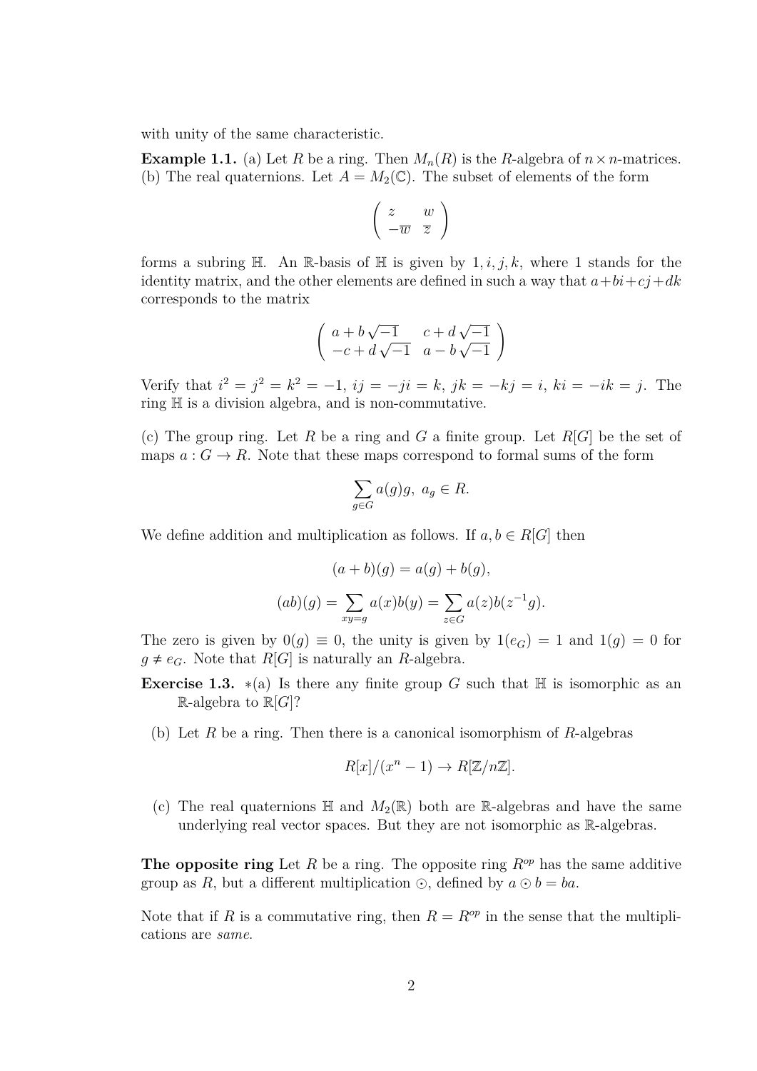with unity of the same characteristic.

**Example 1.1.** (a) Let $R$ be a ring. Then $M_n(R)$ is the $R$-algebra of $n \times n$-matrices.
(b) The real quaternions. Let $A = M_2(\mathbb{C})$. The subset of elements of the form

$$\begin{pmatrix} z & w \\ -\overline{w} & \overline{z} \end{pmatrix}$$

forms a subring $\mathbb{H}$. An $\mathbb{R}$-basis of $\mathbb{H}$ is given by $1, i, j, k$, where 1 stands for the identity matrix, and the other elements are defined in such a way that $a+bi+cj+dk$ corresponds to the matrix

$$\begin{pmatrix} a + b\sqrt{-1} & c + d\sqrt{-1} \\ -c + d\sqrt{-1} & a - b\sqrt{-1} \end{pmatrix}$$

Verify that $i^2 = j^2 = k^2 = -1$, $ij = -ji = k$, $jk = -kj = i$, $ki = -ik = j$. The ring $\mathbb{H}$ is a division algebra, and is non-commutative.

(c) The group ring. Let $R$ be a ring and $G$ a finite group. Let $R[G]$ be the set of maps $a : G \to R$. Note that these maps correspond to formal sums of the form

$$\sum_{g \in G} a(g)g, \ a_g \in R.$$

We define addition and multiplication as follows. If $a, b \in R[G]$ then

$$(a + b)(g) = a(g) + b(g),$$

$$(ab)(g) = \sum_{xy=g} a(x)b(y) = \sum_{z \in G} a(z)b(z^{-1}g).$$

The zero is given by $0(g) \equiv 0$, the unity is given by $1(e_G) = 1$ and $1(g) = 0$ for $g \neq e_G$. Note that $R[G]$ is naturally an $R$-algebra.

**Exercise 1.3.** ∗(a) Is there any finite group $G$ such that $\mathbb{H}$ is isomorphic as an $\mathbb{R}$-algebra to $\mathbb{R}[G]$?

(b) Let $R$ be a ring. Then there is a canonical isomorphism of $R$-algebras

$$R[x]/(x^n - 1) \to R[\mathbb{Z}/n\mathbb{Z}].$$

(c) The real quaternions $\mathbb{H}$ and $M_2(\mathbb{R})$ both are $\mathbb{R}$-algebras and have the same underlying real vector spaces. But they are not isomorphic as $\mathbb{R}$-algebras.

**The opposite ring** Let $R$ be a ring. The opposite ring $R^{op}$ has the same additive group as $R$, but a different multiplication $\odot$, defined by $a \odot b = ba$.

Note that if $R$ is a commutative ring, then $R = R^{op}$ in the sense that the multiplications are *same*.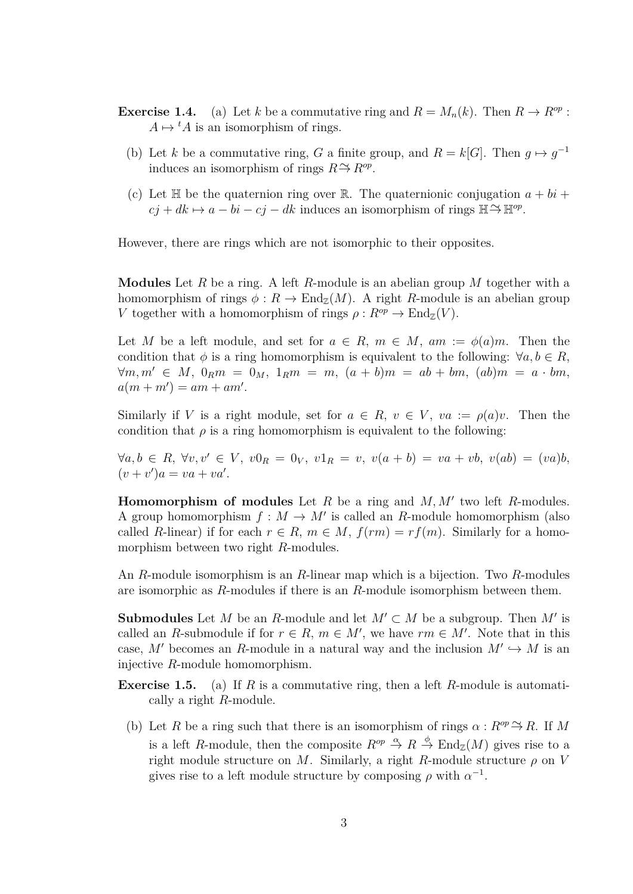**Exercise 1.4.** (a) Let $k$ be a commutative ring and $R = M_n(k)$. Then $R \to R^{op} : A \mapsto {}^tA$ is an isomorphism of rings.

(b) Let $k$ be a commutative ring, $G$ a finite group, and $R = k[G]$. Then $g \mapsto g^{-1}$ induces an isomorphism of rings $R \xrightarrow{\sim} R^{op}$.

(c) Let $\mathbb{H}$ be the quaternion ring over $\mathbb{R}$. The quaternionic conjugation $a + bi + cj + dk \mapsto a - bi - cj - dk$ induces an isomorphism of rings $\mathbb{H} \xrightarrow{\sim} \mathbb{H}^{op}$.

However, there are rings which are not isomorphic to their opposites.

**Modules** Let $R$ be a ring. A left $R$-module is an abelian group $M$ together with a homomorphism of rings $\phi : R \to \mathrm{End}_{\mathbb{Z}}(M)$. A right $R$-module is an abelian group $V$ together with a homomorphism of rings $\rho : R^{op} \to \mathrm{End}_{\mathbb{Z}}(V)$.

Let $M$ be a left module, and set for $a \in R$, $m \in M$, $am := \phi(a)m$. Then the condition that $\phi$ is a ring homomorphism is equivalent to the following: $\forall a, b \in R$, $\forall m, m' \in M$, $0_R m = 0_M$, $1_R m = m$, $(a + b)m = ab + bm$, $(ab)m = a \cdot bm$, $a(m + m') = am + am'$.

Similarly if $V$ is a right module, set for $a \in R$, $v \in V$, $va := \rho(a)v$. Then the condition that $\rho$ is a ring homomorphism is equivalent to the following:

$\forall a, b \in R$, $\forall v, v' \in V$, $v0_R = 0_V$, $v1_R = v$, $v(a + b) = va + vb$, $v(ab) = (va)b$, $(v + v')a = va + va'$.

**Homomorphism of modules** Let $R$ be a ring and $M, M'$ two left $R$-modules. A group homomorphism $f : M \to M'$ is called an $R$-module homomorphism (also called $R$-linear) if for each $r \in R$, $m \in M$, $f(rm) = rf(m)$. Similarly for a homomorphism between two right $R$-modules.

An $R$-module isomorphism is an $R$-linear map which is a bijection. Two $R$-modules are isomorphic as $R$-modules if there is an $R$-module isomorphism between them.

**Submodules** Let $M$ be an $R$-module and let $M' \subset M$ be a subgroup. Then $M'$ is called an $R$-submodule if for $r \in R$, $m \in M'$, we have $rm \in M'$. Note that in this case, $M'$ becomes an $R$-module in a natural way and the inclusion $M' \hookrightarrow M$ is an injective $R$-module homomorphism.

**Exercise 1.5.** (a) If $R$ is a commutative ring, then a left $R$-module is automatically a right $R$-module.

(b) Let $R$ be a ring such that there is an isomorphism of rings $\alpha : R^{op} \xrightarrow{\sim} R$. If $M$ is a left $R$-module, then the composite $R^{op} \xrightarrow{\alpha} R \xrightarrow{\phi} \mathrm{End}_{\mathbb{Z}}(M)$ gives rise to a right module structure on $M$. Similarly, a right $R$-module structure $\rho$ on $V$ gives rise to a left module structure by composing $\rho$ with $\alpha^{-1}$.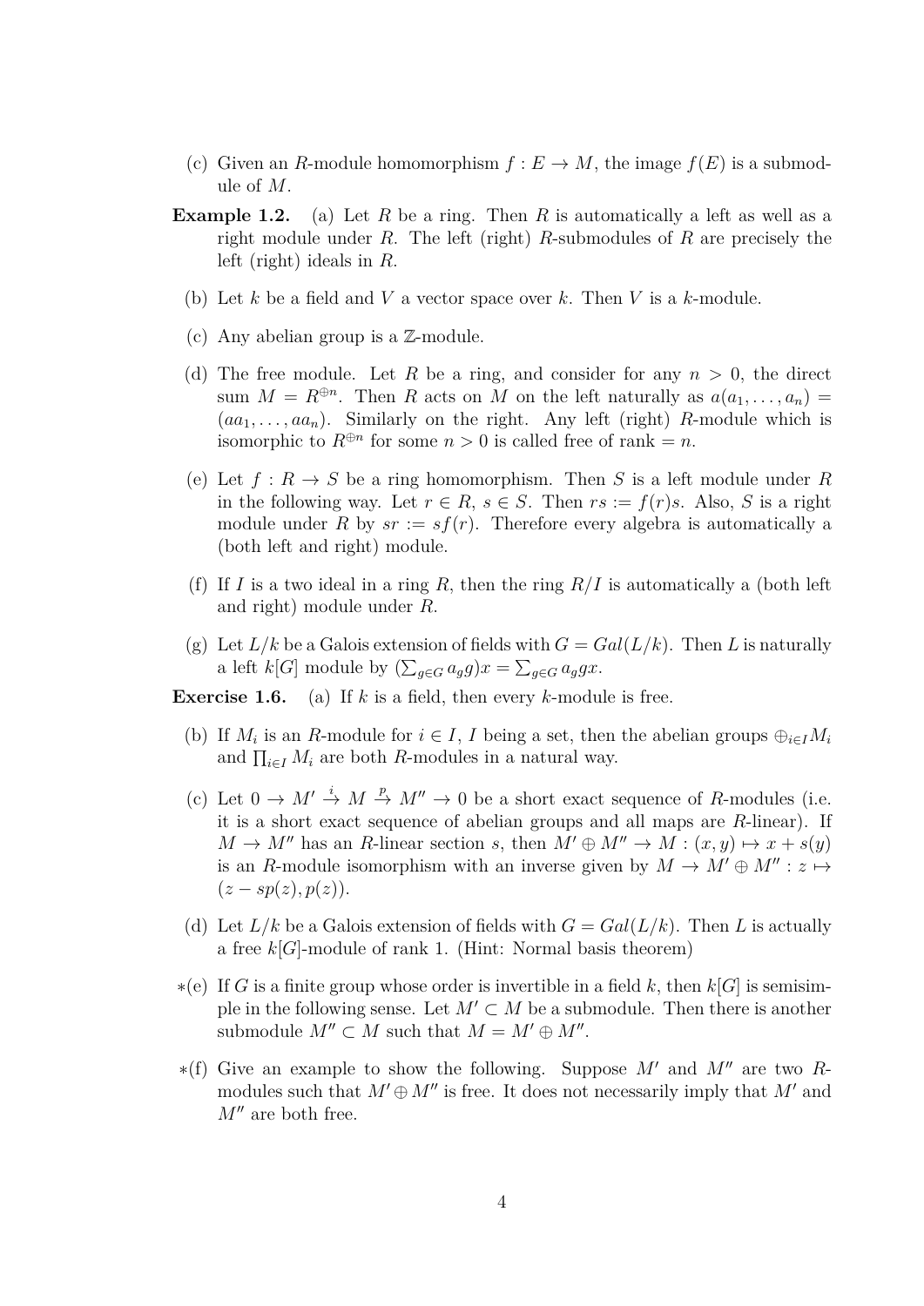(c) Given an $R$-module homomorphism $f : E \to M$, the image $f(E)$ is a submodule of $M$.

**Example 1.2.** (a) Let $R$ be a ring. Then $R$ is automatically a left as well as a right module under $R$. The left (right) $R$-submodules of $R$ are precisely the left (right) ideals in $R$.

(b) Let $k$ be a field and $V$ a vector space over $k$. Then $V$ is a $k$-module.

(c) Any abelian group is a $\mathbb{Z}$-module.

(d) The free module. Let $R$ be a ring, and consider for any $n > 0$, the direct sum $M = R^{\oplus n}$. Then $R$ acts on $M$ on the left naturally as $a(a_1, \ldots, a_n) = (aa_1, \ldots, aa_n)$. Similarly on the right. Any left (right) $R$-module which is isomorphic to $R^{\oplus n}$ for some $n > 0$ is called free of rank $= n$.

(e) Let $f : R \to S$ be a ring homomorphism. Then $S$ is a left module under $R$ in the following way. Let $r \in R$, $s \in S$. Then $rs := f(r)s$. Also, $S$ is a right module under $R$ by $sr := sf(r)$. Therefore every algebra is automatically a (both left and right) module.

(f) If $I$ is a two ideal in a ring $R$, then the ring $R/I$ is automatically a (both left and right) module under $R$.

(g) Let $L/k$ be a Galois extension of fields with $G = Gal(L/k)$. Then $L$ is naturally a left $k[G]$ module by $(\sum_{g \in G} a_g g)x = \sum_{g \in G} a_g gx$.

**Exercise 1.6.** (a) If $k$ is a field, then every $k$-module is free.

(b) If $M_i$ is an $R$-module for $i \in I$, $I$ being a set, then the abelian groups $\oplus_{i \in I} M_i$ and $\prod_{i \in I} M_i$ are both $R$-modules in a natural way.

(c) Let $0 \to M' \xrightarrow{i} M \xrightarrow{p} M'' \to 0$ be a short exact sequence of $R$-modules (i.e. it is a short exact sequence of abelian groups and all maps are $R$-linear). If $M \to M''$ has an $R$-linear section $s$, then $M' \oplus M'' \to M : (x, y) \mapsto x + s(y)$ is an $R$-module isomorphism with an inverse given by $M \to M' \oplus M'' : z \mapsto (z - sp(z), p(z))$.

(d) Let $L/k$ be a Galois extension of fields with $G = Gal(L/k)$. Then $L$ is actually a free $k[G]$-module of rank 1. (Hint: Normal basis theorem)

*(e) If $G$ is a finite group whose order is invertible in a field $k$, then $k[G]$ is semisimple in the following sense. Let $M' \subset M$ be a submodule. Then there is another submodule $M'' \subset M$ such that $M = M' \oplus M''$.

*(f) Give an example to show the following. Suppose $M'$ and $M''$ are two $R$-modules such that $M' \oplus M''$ is free. It does not necessarily imply that $M'$ and $M''$ are both free.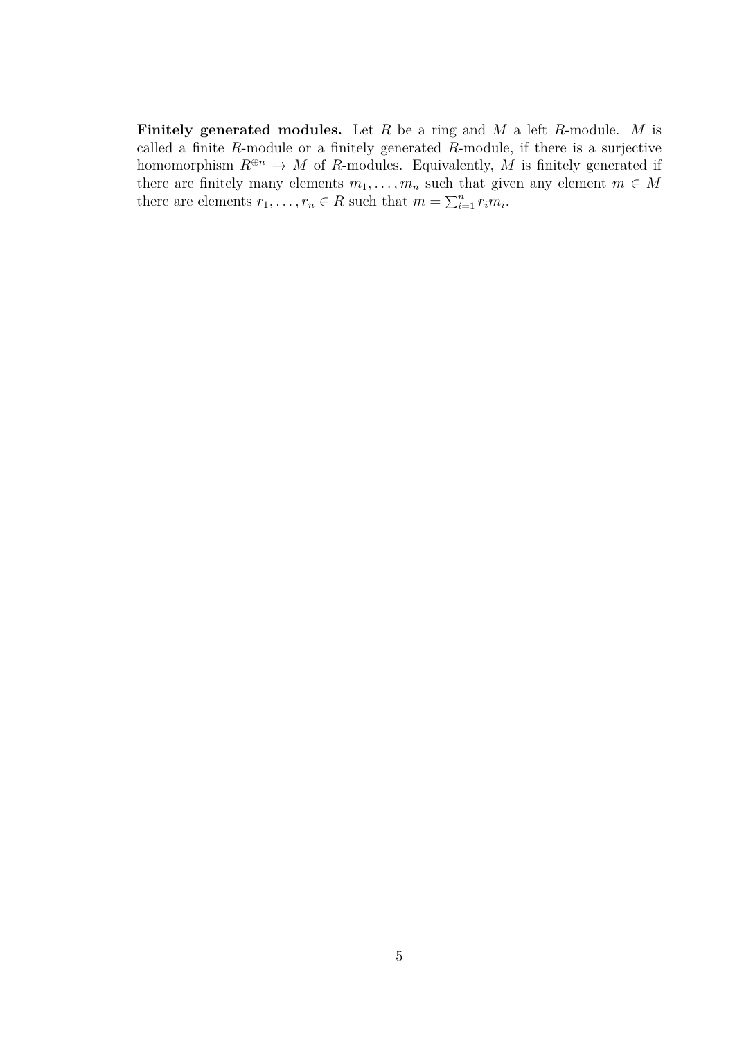**Finitely generated modules.** Let $R$ be a ring and $M$ a left $R$-module. $M$ is called a finite $R$-module or a finitely generated $R$-module, if there is a surjective homomorphism $R^{\oplus n} \to M$ of $R$-modules. Equivalently, $M$ is finitely generated if there are finitely many elements $m_1, \ldots, m_n$ such that given any element $m \in M$ there are elements $r_1, \ldots, r_n \in R$ such that $m = \sum_{i=1}^{n} r_i m_i$.